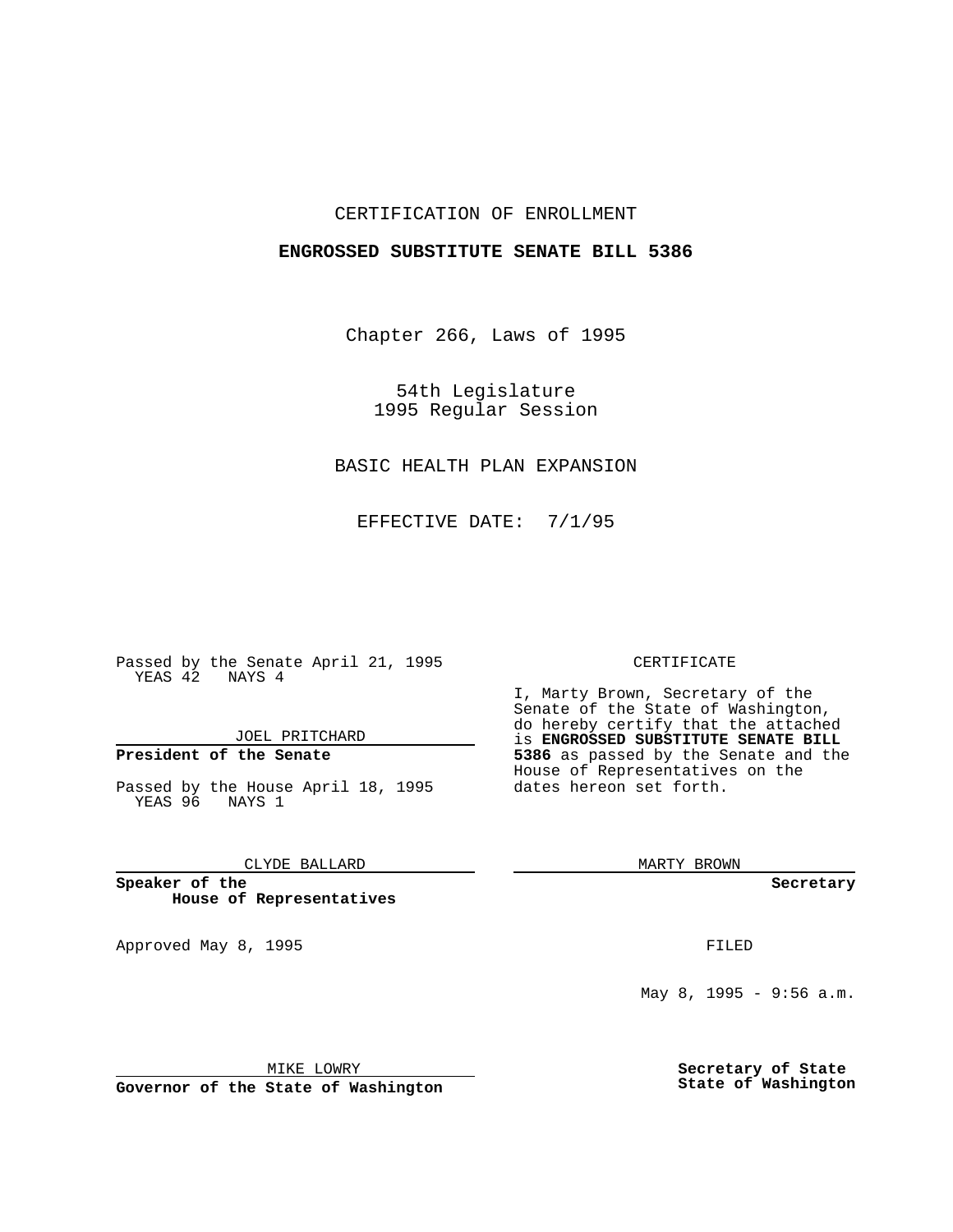CERTIFICATION OF ENROLLMENT

**ENGROSSED SUBSTITUTE SENATE BILL 5386**

Chapter 266, Laws of 1995

54th Legislature
1995 Regular Session

BASIC HEALTH PLAN EXPANSION

EFFECTIVE DATE: 7/1/95

Passed by the Senate April 21, 1995
YEAS 42 NAYS 4

JOEL PRITCHARD

**President of the Senate**

Passed by the House April 18, 1995
YEAS 96 NAYS 1

CLYDE BALLARD

**Speaker of the House of Representatives**

CERTIFICATE

I, Marty Brown, Secretary of the Senate of the State of Washington, do hereby certify that the attached is **ENGROSSED SUBSTITUTE SENATE BILL 5386** as passed by the Senate and the House of Representatives on the dates hereon set forth.

MARTY BROWN

**Secretary**

Approved May 8, 1995

FILED

May 8, 1995 - 9:56 a.m.

MIKE LOWRY

**Governor of the State of Washington**

**Secretary of State State of Washington**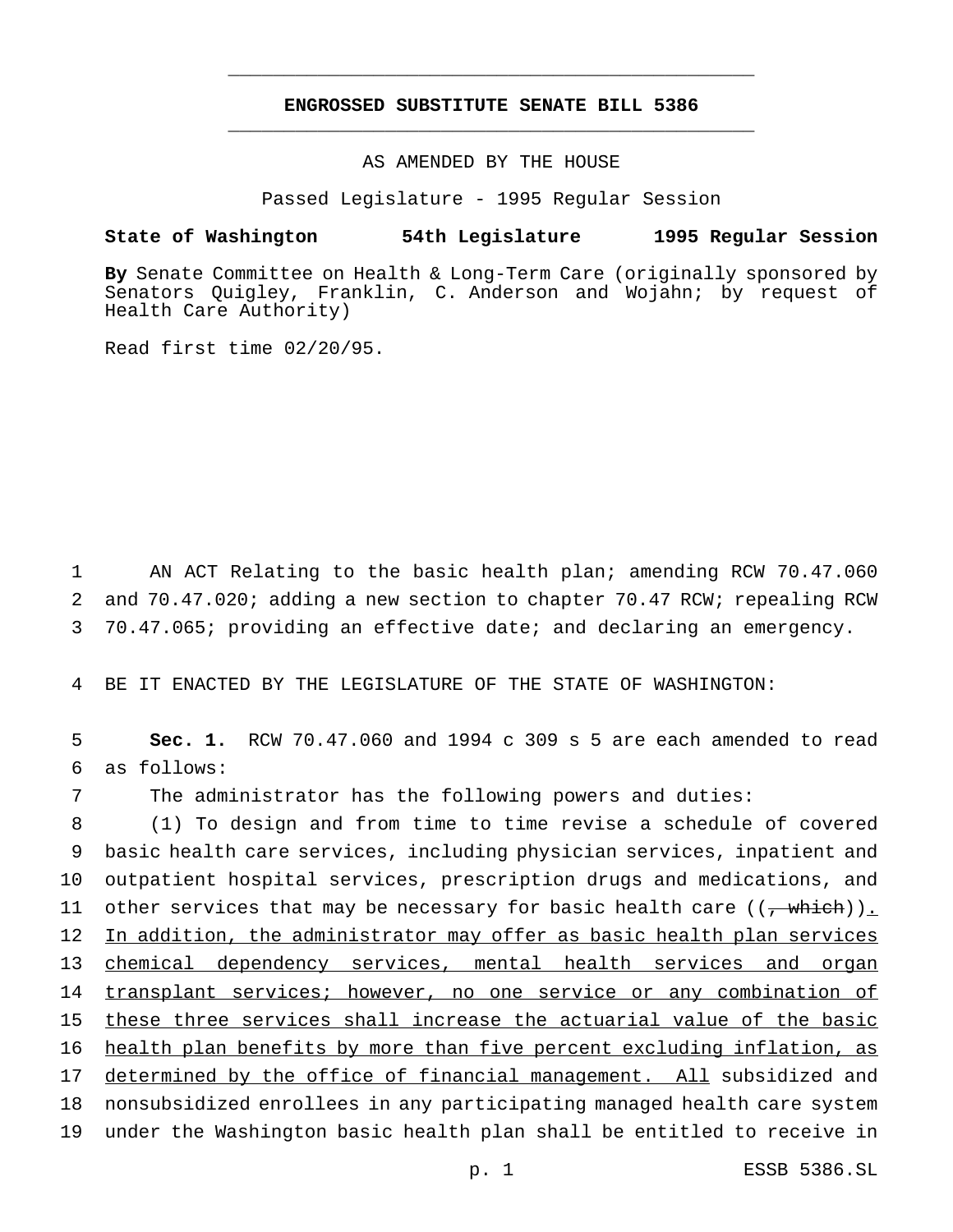# ENGROSSED SUBSTITUTE SENATE BILL 5386

AS AMENDED BY THE HOUSE

Passed Legislature - 1995 Regular Session

**State of Washington 54th Legislature 1995 Regular Session**

**By** Senate Committee on Health & Long-Term Care (originally sponsored by Senators Quigley, Franklin, C. Anderson and Wojahn; by request of Health Care Authority)

Read first time 02/20/95.

1 AN ACT Relating to the basic health plan; amending RCW 70.47.060
2 and 70.47.020; adding a new section to chapter 70.47 RCW; repealing RCW
3 70.47.065; providing an effective date; and declaring an emergency.

4 BE IT ENACTED BY THE LEGISLATURE OF THE STATE OF WASHINGTON:

5 **Sec. 1.** RCW 70.47.060 and 1994 c 309 s 5 are each amended to read
6 as follows:

7 The administrator has the following powers and duties:

8 (1) To design and from time to time revise a schedule of covered
9 basic health care services, including physician services, inpatient and
10 outpatient hospital services, prescription drugs and medications, and
11 other services that may be necessary for basic health care ((~~, which~~)).
12 In addition, the administrator may offer as basic health plan services
13 chemical dependency services, mental health services and organ
14 transplant services; however, no one service or any combination of
15 these three services shall increase the actuarial value of the basic
16 health plan benefits by more than five percent excluding inflation, as
17 determined by the office of financial management. All subsidized and
18 nonsubsidized enrollees in any participating managed health care system
19 under the Washington basic health plan shall be entitled to receive in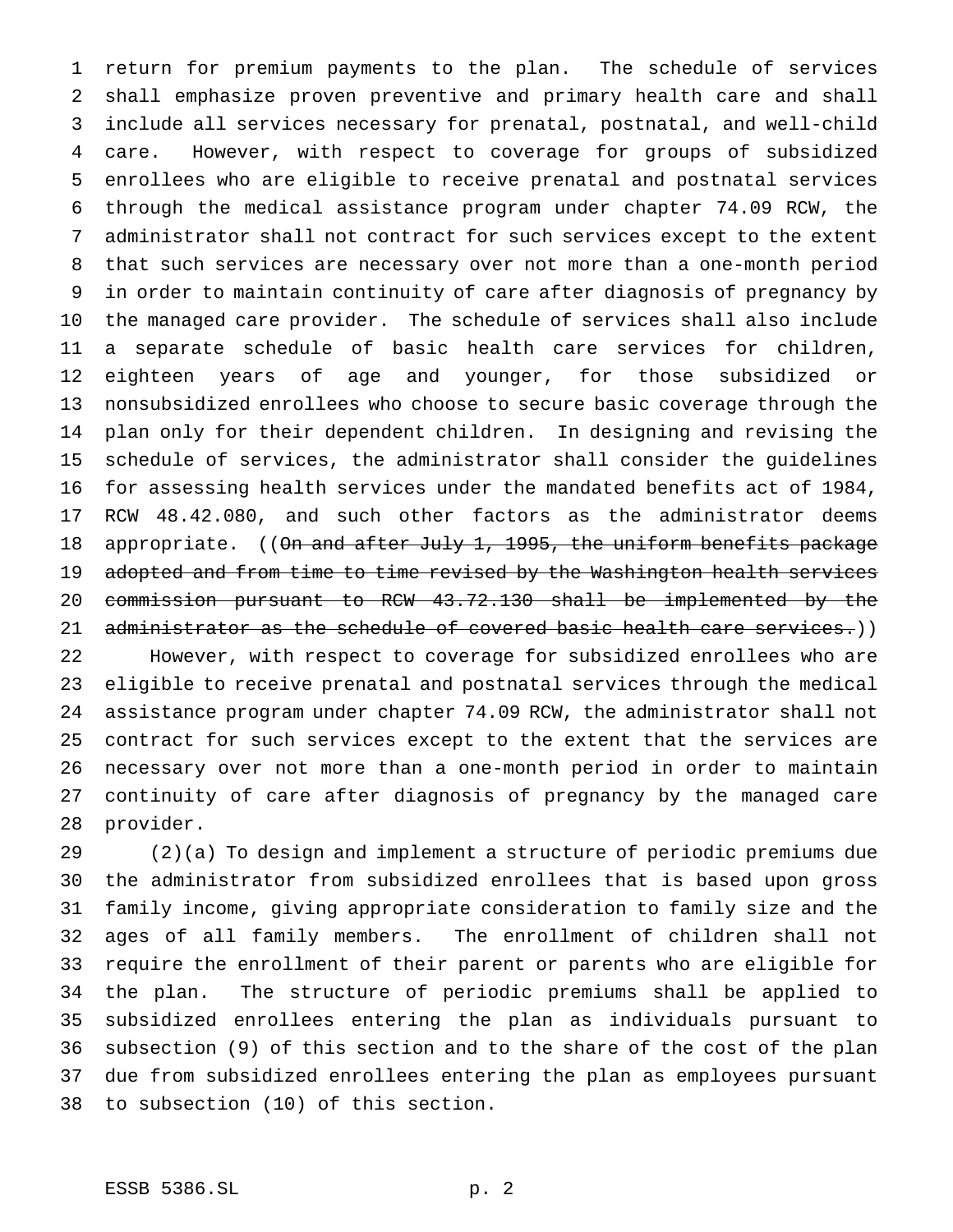return for premium payments to the plan. The schedule of services shall emphasize proven preventive and primary health care and shall include all services necessary for prenatal, postnatal, and well-child care. However, with respect to coverage for groups of subsidized enrollees who are eligible to receive prenatal and postnatal services through the medical assistance program under chapter 74.09 RCW, the administrator shall not contract for such services except to the extent that such services are necessary over not more than a one-month period in order to maintain continuity of care after diagnosis of pregnancy by the managed care provider. The schedule of services shall also include a separate schedule of basic health care services for children, eighteen years of age and younger, for those subsidized or nonsubsidized enrollees who choose to secure basic coverage through the plan only for their dependent children. In designing and revising the schedule of services, the administrator shall consider the guidelines for assessing health services under the mandated benefits act of 1984, RCW 48.42.080, and such other factors as the administrator deems appropriate. ((~~On and after July 1, 1995, the uniform benefits package adopted and from time to time revised by the Washington health services commission pursuant to RCW 43.72.130 shall be implemented by the administrator as the schedule of covered basic health care services.~~))

However, with respect to coverage for subsidized enrollees who are eligible to receive prenatal and postnatal services through the medical assistance program under chapter 74.09 RCW, the administrator shall not contract for such services except to the extent that the services are necessary over not more than a one-month period in order to maintain continuity of care after diagnosis of pregnancy by the managed care provider.

(2)(a) To design and implement a structure of periodic premiums due the administrator from subsidized enrollees that is based upon gross family income, giving appropriate consideration to family size and the ages of all family members. The enrollment of children shall not require the enrollment of their parent or parents who are eligible for the plan. The structure of periodic premiums shall be applied to subsidized enrollees entering the plan as individuals pursuant to subsection (9) of this section and to the share of the cost of the plan due from subsidized enrollees entering the plan as employees pursuant to subsection (10) of this section.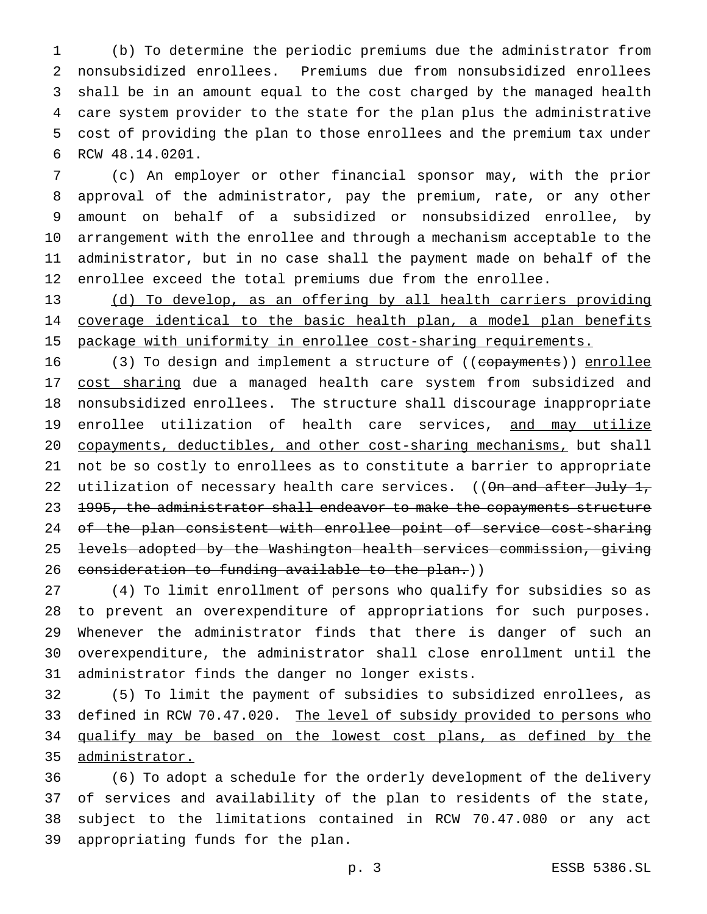(b) To determine the periodic premiums due the administrator from nonsubsidized enrollees. Premiums due from nonsubsidized enrollees shall be in an amount equal to the cost charged by the managed health care system provider to the state for the plan plus the administrative cost of providing the plan to those enrollees and the premium tax under RCW 48.14.0201.

(c) An employer or other financial sponsor may, with the prior approval of the administrator, pay the premium, rate, or any other amount on behalf of a subsidized or nonsubsidized enrollee, by arrangement with the enrollee and through a mechanism acceptable to the administrator, but in no case shall the payment made on behalf of the enrollee exceed the total premiums due from the enrollee.

<u>(d) To develop, as an offering by all health carriers providing coverage identical to the basic health plan, a model plan benefits package with uniformity in enrollee cost-sharing requirements.</u>

(3) To design and implement a structure of ((~~copayments~~)) <u>enrollee cost sharing</u> due a managed health care system from subsidized and nonsubsidized enrollees. The structure shall discourage inappropriate enrollee utilization of health care services, <u>and may utilize copayments, deductibles, and other cost-sharing mechanisms,</u> but shall not be so costly to enrollees as to constitute a barrier to appropriate utilization of necessary health care services. ((~~On and after July 1, 1995, the administrator shall endeavor to make the copayments structure of the plan consistent with enrollee point of service cost-sharing levels adopted by the Washington health services commission, giving consideration to funding available to the plan.~~))

(4) To limit enrollment of persons who qualify for subsidies so as to prevent an overexpenditure of appropriations for such purposes. Whenever the administrator finds that there is danger of such an overexpenditure, the administrator shall close enrollment until the administrator finds the danger no longer exists.

(5) To limit the payment of subsidies to subsidized enrollees, as defined in RCW 70.47.020. <u>The level of subsidy provided to persons who qualify may be based on the lowest cost plans, as defined by the administrator.</u>

(6) To adopt a schedule for the orderly development of the delivery of services and availability of the plan to residents of the state, subject to the limitations contained in RCW 70.47.080 or any act appropriating funds for the plan.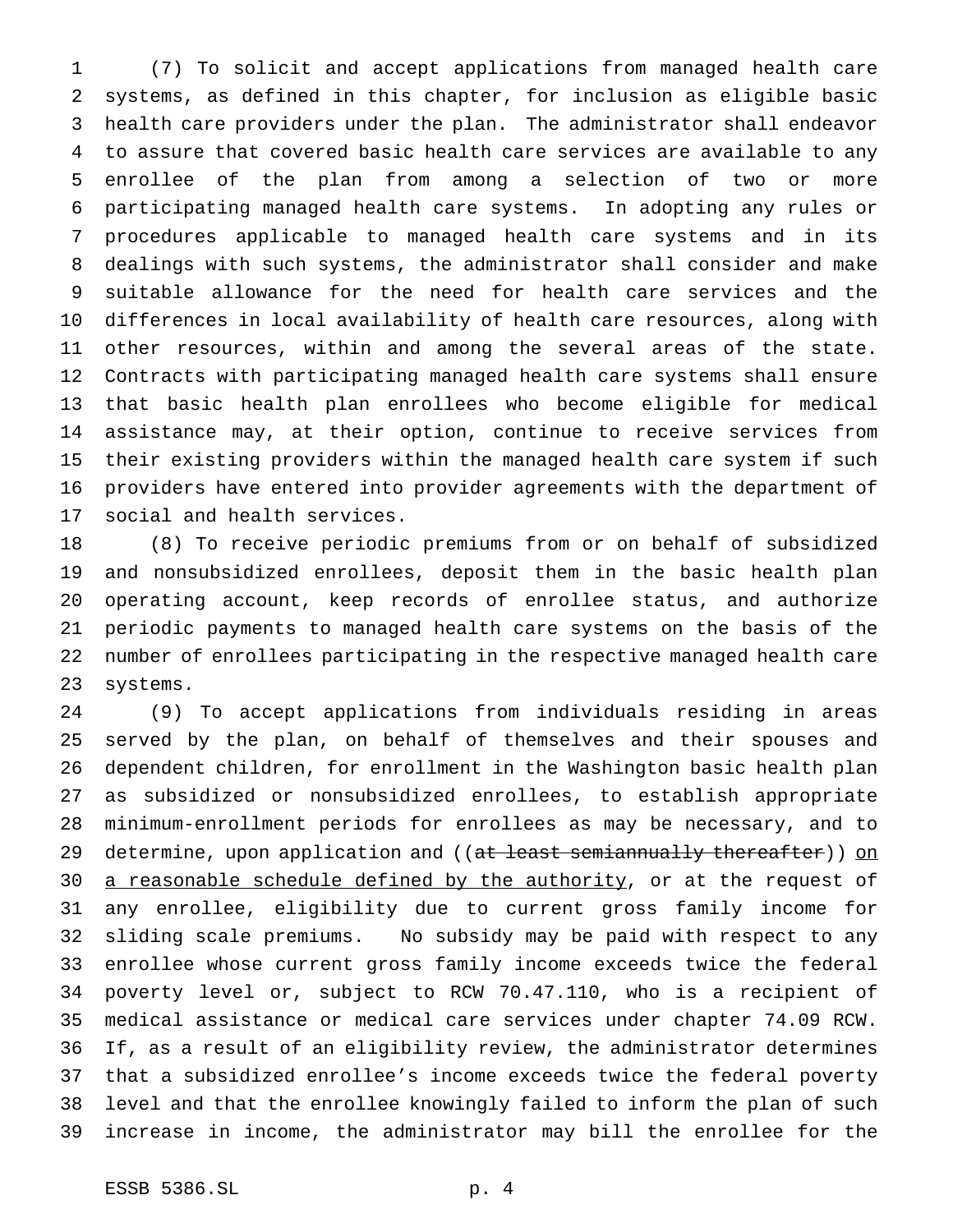(7) To solicit and accept applications from managed health care systems, as defined in this chapter, for inclusion as eligible basic health care providers under the plan. The administrator shall endeavor to assure that covered basic health care services are available to any enrollee of the plan from among a selection of two or more participating managed health care systems. In adopting any rules or procedures applicable to managed health care systems and in its dealings with such systems, the administrator shall consider and make suitable allowance for the need for health care services and the differences in local availability of health care resources, along with other resources, within and among the several areas of the state. Contracts with participating managed health care systems shall ensure that basic health plan enrollees who become eligible for medical assistance may, at their option, continue to receive services from their existing providers within the managed health care system if such providers have entered into provider agreements with the department of social and health services.

(8) To receive periodic premiums from or on behalf of subsidized and nonsubsidized enrollees, deposit them in the basic health plan operating account, keep records of enrollee status, and authorize periodic payments to managed health care systems on the basis of the number of enrollees participating in the respective managed health care systems.

(9) To accept applications from individuals residing in areas served by the plan, on behalf of themselves and their spouses and dependent children, for enrollment in the Washington basic health plan as subsidized or nonsubsidized enrollees, to establish appropriate minimum-enrollment periods for enrollees as may be necessary, and to determine, upon application and ((~~at least semiannually thereafter~~)) <u>on a reasonable schedule defined by the authority</u>, or at the request of any enrollee, eligibility due to current gross family income for sliding scale premiums. No subsidy may be paid with respect to any enrollee whose current gross family income exceeds twice the federal poverty level or, subject to RCW 70.47.110, who is a recipient of medical assistance or medical care services under chapter 74.09 RCW. If, as a result of an eligibility review, the administrator determines that a subsidized enrollee's income exceeds twice the federal poverty level and that the enrollee knowingly failed to inform the plan of such increase in income, the administrator may bill the enrollee for the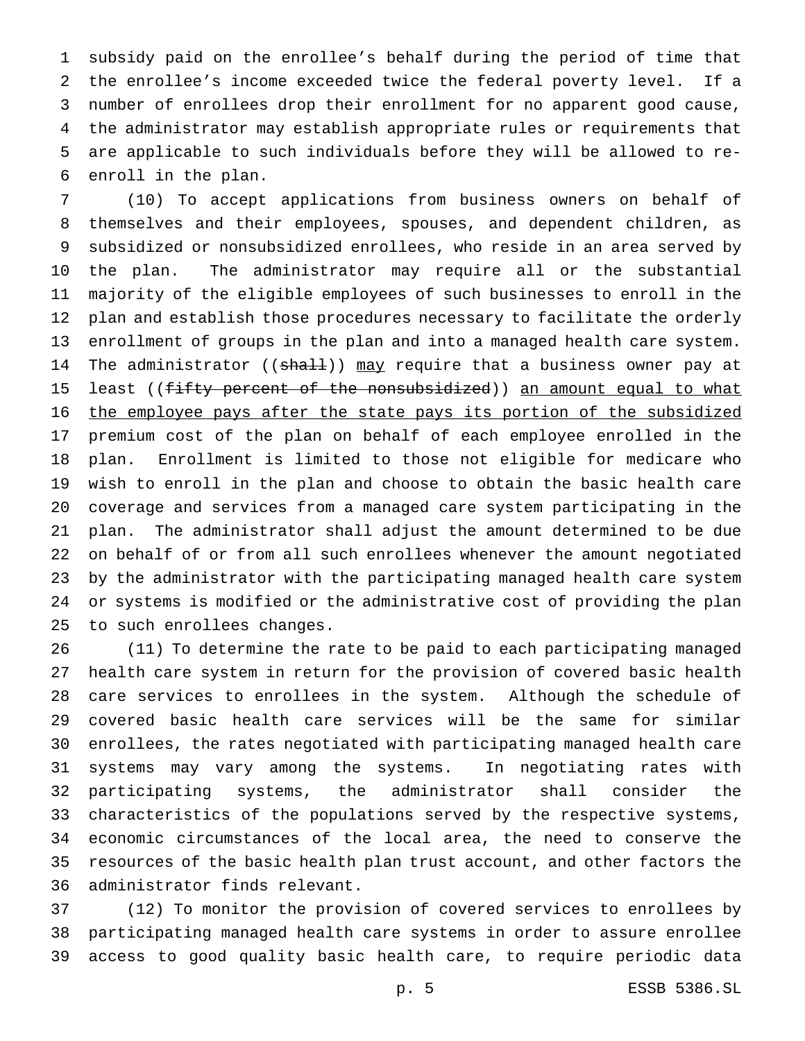subsidy paid on the enrollee's behalf during the period of time that the enrollee's income exceeded twice the federal poverty level. If a number of enrollees drop their enrollment for no apparent good cause, the administrator may establish appropriate rules or requirements that are applicable to such individuals before they will be allowed to re-enroll in the plan.

(10) To accept applications from business owners on behalf of themselves and their employees, spouses, and dependent children, as subsidized or nonsubsidized enrollees, who reside in an area served by the plan. The administrator may require all or the substantial majority of the eligible employees of such businesses to enroll in the plan and establish those procedures necessary to facilitate the orderly enrollment of groups in the plan and into a managed health care system. The administrator ((~~shall~~)) <u>may</u> require that a business owner pay at least ((~~fifty percent of the nonsubsidized~~)) <u>an amount equal to what the employee pays after the state pays its portion of the subsidized</u> premium cost of the plan on behalf of each employee enrolled in the plan. Enrollment is limited to those not eligible for medicare who wish to enroll in the plan and choose to obtain the basic health care coverage and services from a managed care system participating in the plan. The administrator shall adjust the amount determined to be due on behalf of or from all such enrollees whenever the amount negotiated by the administrator with the participating managed health care system or systems is modified or the administrative cost of providing the plan to such enrollees changes.

(11) To determine the rate to be paid to each participating managed health care system in return for the provision of covered basic health care services to enrollees in the system. Although the schedule of covered basic health care services will be the same for similar enrollees, the rates negotiated with participating managed health care systems may vary among the systems. In negotiating rates with participating systems, the administrator shall consider the characteristics of the populations served by the respective systems, economic circumstances of the local area, the need to conserve the resources of the basic health plan trust account, and other factors the administrator finds relevant.

(12) To monitor the provision of covered services to enrollees by participating managed health care systems in order to assure enrollee access to good quality basic health care, to require periodic data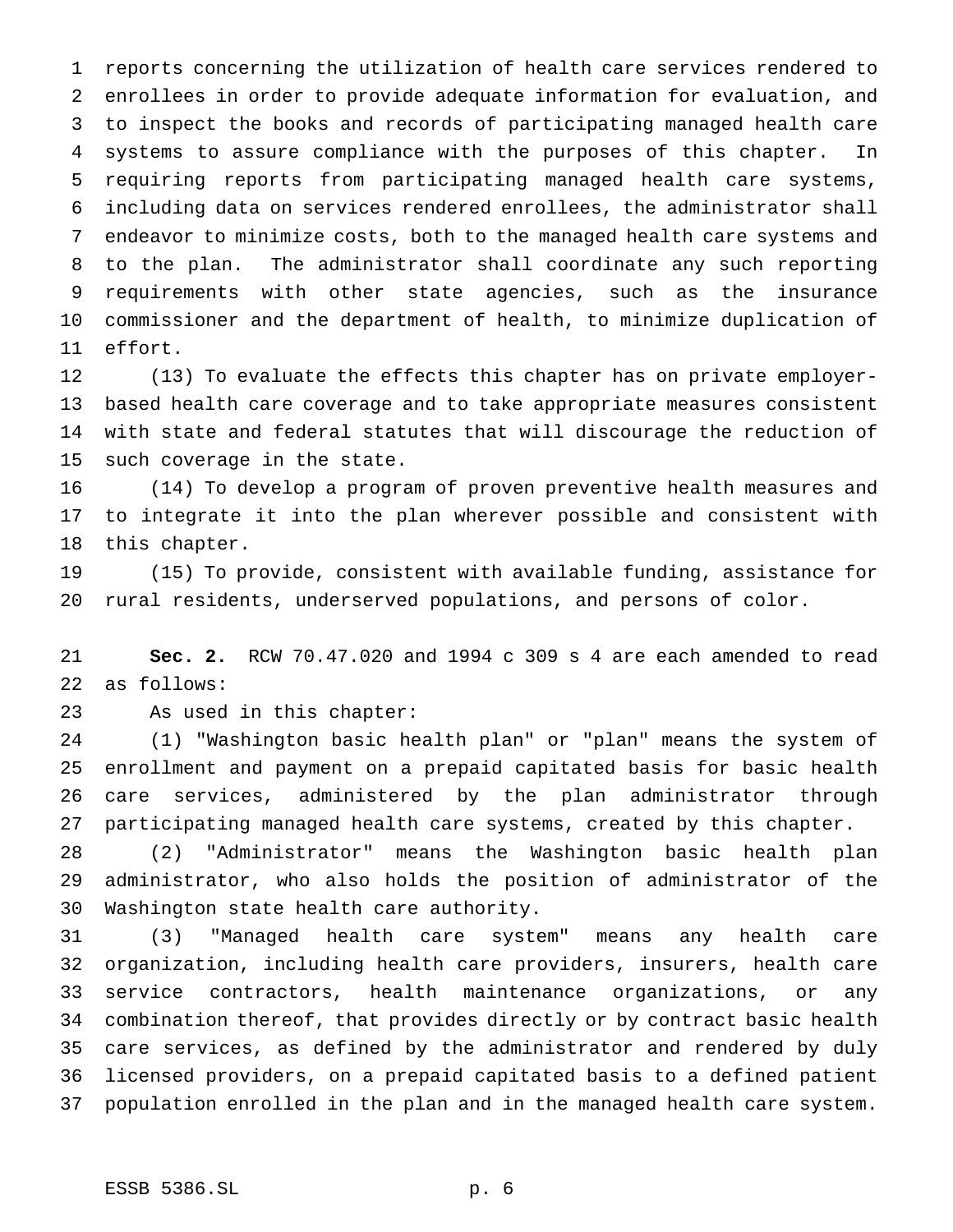reports concerning the utilization of health care services rendered to enrollees in order to provide adequate information for evaluation, and to inspect the books and records of participating managed health care systems to assure compliance with the purposes of this chapter. In requiring reports from participating managed health care systems, including data on services rendered enrollees, the administrator shall endeavor to minimize costs, both to the managed health care systems and to the plan. The administrator shall coordinate any such reporting requirements with other state agencies, such as the insurance commissioner and the department of health, to minimize duplication of effort.

(13) To evaluate the effects this chapter has on private employer-based health care coverage and to take appropriate measures consistent with state and federal statutes that will discourage the reduction of such coverage in the state.

(14) To develop a program of proven preventive health measures and to integrate it into the plan wherever possible and consistent with this chapter.

(15) To provide, consistent with available funding, assistance for rural residents, underserved populations, and persons of color.

**Sec. 2.** RCW 70.47.020 and 1994 c 309 s 4 are each amended to read as follows:

As used in this chapter:

(1) "Washington basic health plan" or "plan" means the system of enrollment and payment on a prepaid capitated basis for basic health care services, administered by the plan administrator through participating managed health care systems, created by this chapter.

(2) "Administrator" means the Washington basic health plan administrator, who also holds the position of administrator of the Washington state health care authority.

(3) "Managed health care system" means any health care organization, including health care providers, insurers, health care service contractors, health maintenance organizations, or any combination thereof, that provides directly or by contract basic health care services, as defined by the administrator and rendered by duly licensed providers, on a prepaid capitated basis to a defined patient population enrolled in the plan and in the managed health care system.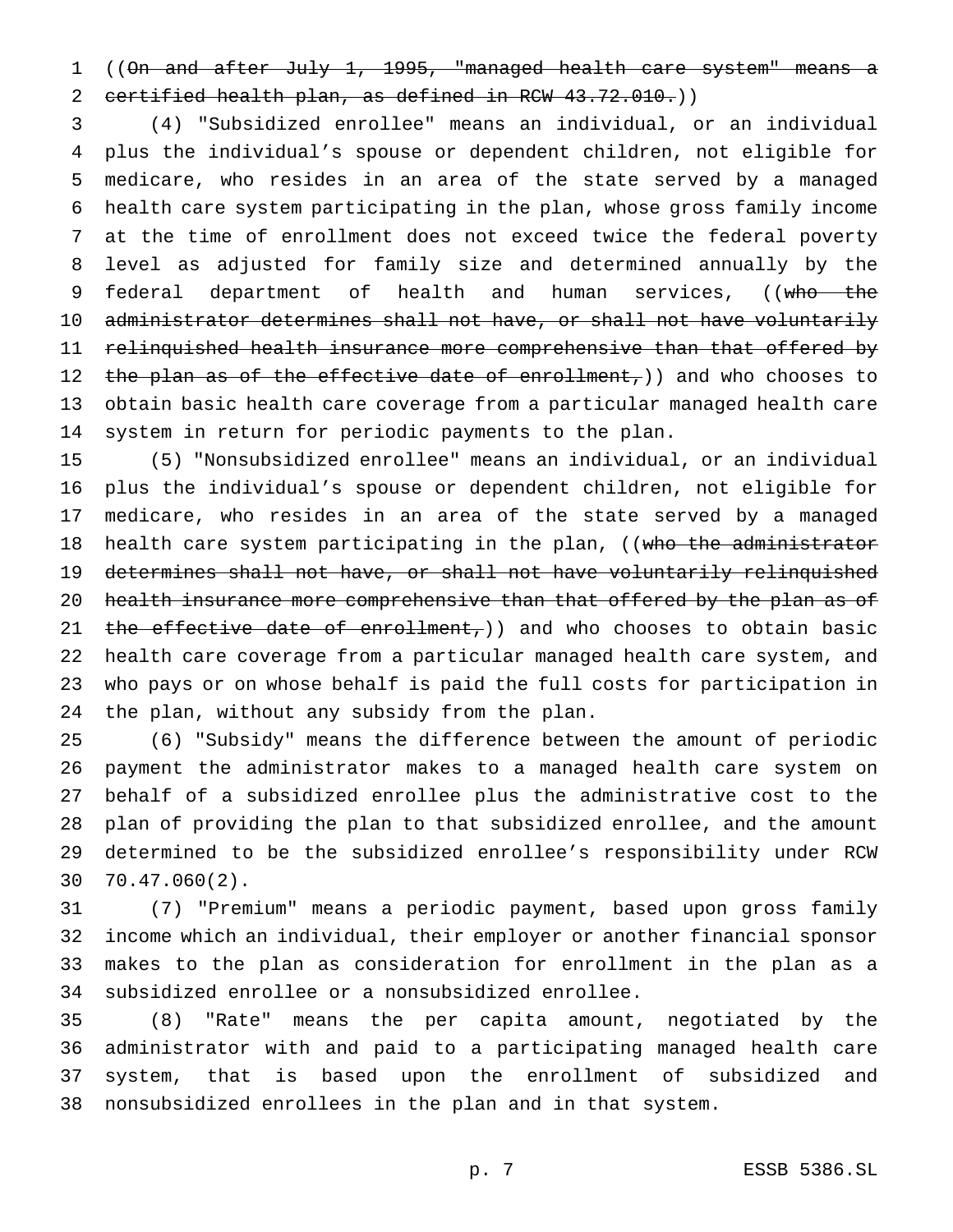((~~On and after July 1, 1995, "managed health care system" means a certified health plan, as defined in RCW 43.72.010.~~))

(4) "Subsidized enrollee" means an individual, or an individual plus the individual's spouse or dependent children, not eligible for medicare, who resides in an area of the state served by a managed health care system participating in the plan, whose gross family income at the time of enrollment does not exceed twice the federal poverty level as adjusted for family size and determined annually by the federal department of health and human services, ((~~who the administrator determines shall not have, or shall not have voluntarily relinquished health insurance more comprehensive than that offered by the plan as of the effective date of enrollment,~~)) and who chooses to obtain basic health care coverage from a particular managed health care system in return for periodic payments to the plan.

(5) "Nonsubsidized enrollee" means an individual, or an individual plus the individual's spouse or dependent children, not eligible for medicare, who resides in an area of the state served by a managed health care system participating in the plan, ((~~who the administrator determines shall not have, or shall not have voluntarily relinquished health insurance more comprehensive than that offered by the plan as of the effective date of enrollment,~~)) and who chooses to obtain basic health care coverage from a particular managed health care system, and who pays or on whose behalf is paid the full costs for participation in the plan, without any subsidy from the plan.

(6) "Subsidy" means the difference between the amount of periodic payment the administrator makes to a managed health care system on behalf of a subsidized enrollee plus the administrative cost to the plan of providing the plan to that subsidized enrollee, and the amount determined to be the subsidized enrollee's responsibility under RCW 70.47.060(2).

(7) "Premium" means a periodic payment, based upon gross family income which an individual, their employer or another financial sponsor makes to the plan as consideration for enrollment in the plan as a subsidized enrollee or a nonsubsidized enrollee.

(8) "Rate" means the per capita amount, negotiated by the administrator with and paid to a participating managed health care system, that is based upon the enrollment of subsidized and nonsubsidized enrollees in the plan and in that system.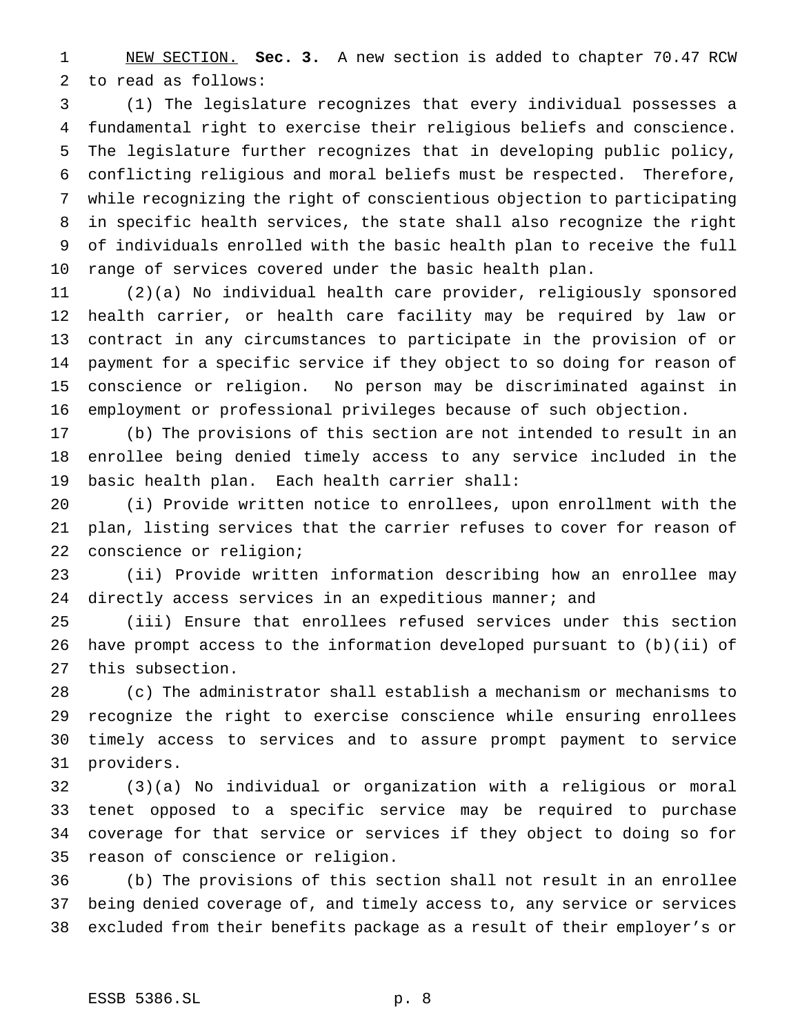NEW SECTION. **Sec. 3.** A new section is added to chapter 70.47 RCW to read as follows:

(1) The legislature recognizes that every individual possesses a fundamental right to exercise their religious beliefs and conscience. The legislature further recognizes that in developing public policy, conflicting religious and moral beliefs must be respected. Therefore, while recognizing the right of conscientious objection to participating in specific health services, the state shall also recognize the right of individuals enrolled with the basic health plan to receive the full range of services covered under the basic health plan.

(2)(a) No individual health care provider, religiously sponsored health carrier, or health care facility may be required by law or contract in any circumstances to participate in the provision of or payment for a specific service if they object to so doing for reason of conscience or religion. No person may be discriminated against in employment or professional privileges because of such objection.

(b) The provisions of this section are not intended to result in an enrollee being denied timely access to any service included in the basic health plan. Each health carrier shall:

(i) Provide written notice to enrollees, upon enrollment with the plan, listing services that the carrier refuses to cover for reason of conscience or religion;

(ii) Provide written information describing how an enrollee may directly access services in an expeditious manner; and

(iii) Ensure that enrollees refused services under this section have prompt access to the information developed pursuant to (b)(ii) of this subsection.

(c) The administrator shall establish a mechanism or mechanisms to recognize the right to exercise conscience while ensuring enrollees timely access to services and to assure prompt payment to service providers.

(3)(a) No individual or organization with a religious or moral tenet opposed to a specific service may be required to purchase coverage for that service or services if they object to doing so for reason of conscience or religion.

(b) The provisions of this section shall not result in an enrollee being denied coverage of, and timely access to, any service or services excluded from their benefits package as a result of their employer's or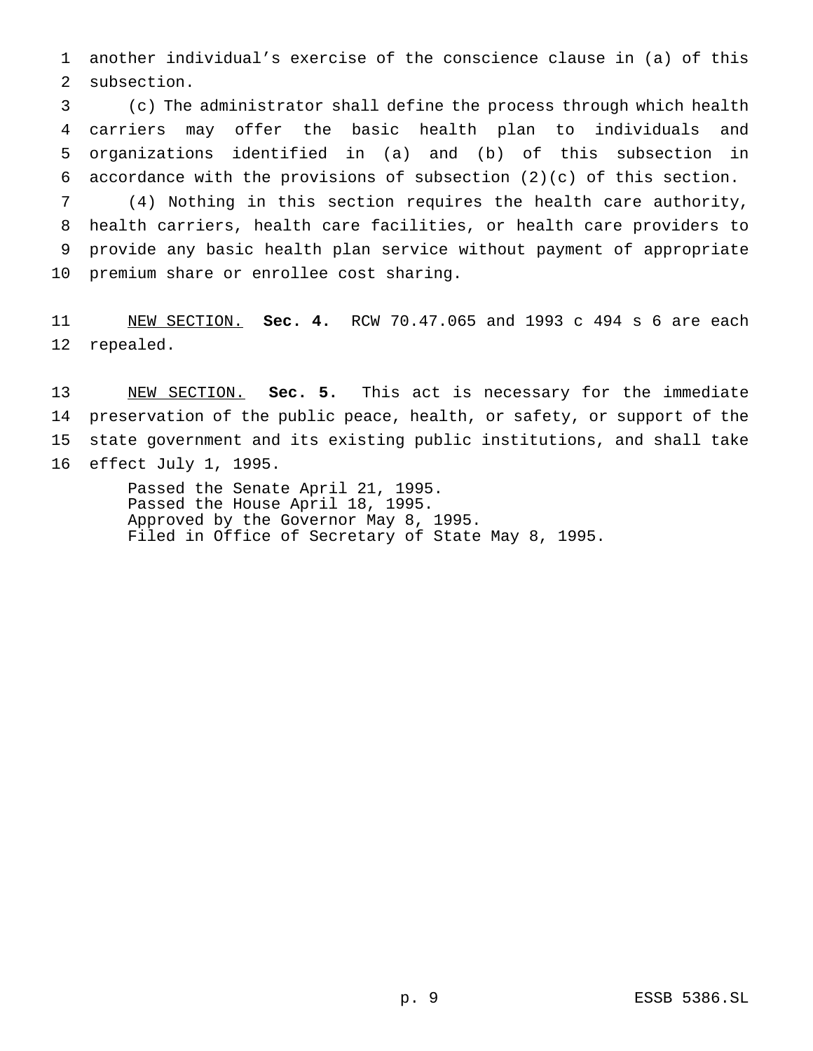another individual's exercise of the conscience clause in (a) of this subsection.

(c) The administrator shall define the process through which health carriers may offer the basic health plan to individuals and organizations identified in (a) and (b) of this subsection in accordance with the provisions of subsection (2)(c) of this section.

(4) Nothing in this section requires the health care authority, health carriers, health care facilities, or health care providers to provide any basic health plan service without payment of appropriate premium share or enrollee cost sharing.

NEW SECTION. **Sec. 4.** RCW 70.47.065 and 1993 c 494 s 6 are each repealed.

NEW SECTION. **Sec. 5.** This act is necessary for the immediate preservation of the public peace, health, or safety, or support of the state government and its existing public institutions, and shall take effect July 1, 1995.

Passed the Senate April 21, 1995.
Passed the House April 18, 1995.
Approved by the Governor May 8, 1995.
Filed in Office of Secretary of State May 8, 1995.